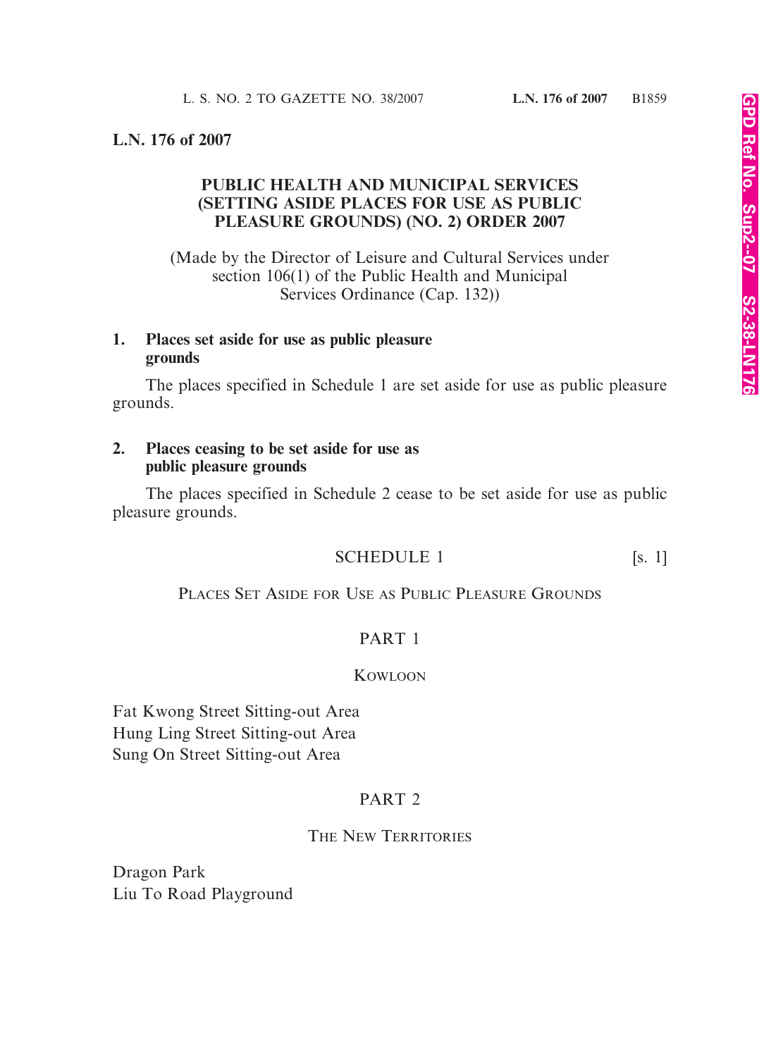**L.N. 176 of 2007**

# PUBLIC HEALTH AND MUNICIPAL SERVICES (SETTING ASIDE PLACES FOR USE AS PUBLIC PLEASURE GROUNDS) (NO. 2) ORDER 2007

(Made by the Director of Leisure and Cultural Services under section 106(1) of the Public Health and Municipal Services Ordinance (Cap. 132))

### 1. Places set aside for use as public pleasure grounds

The places specified in Schedule 1 are set aside for use as public pleasure grounds.

### 2. Places ceasing to be set aside for use as public pleasure grounds

The places specified in Schedule 2 cease to be set aside for use as public pleasure grounds.

## SCHEDULE 1 [s. 1]

PLACES SET ASIDE FOR USE AS PUBLIC PLEASURE GROUNDS

### PART 1

KOWLOON

Fat Kwong Street Sitting-out Area
Hung Ling Street Sitting-out Area
Sung On Street Sitting-out Area

### PART 2

THE NEW TERRITORIES

Dragon Park
Liu To Road Playground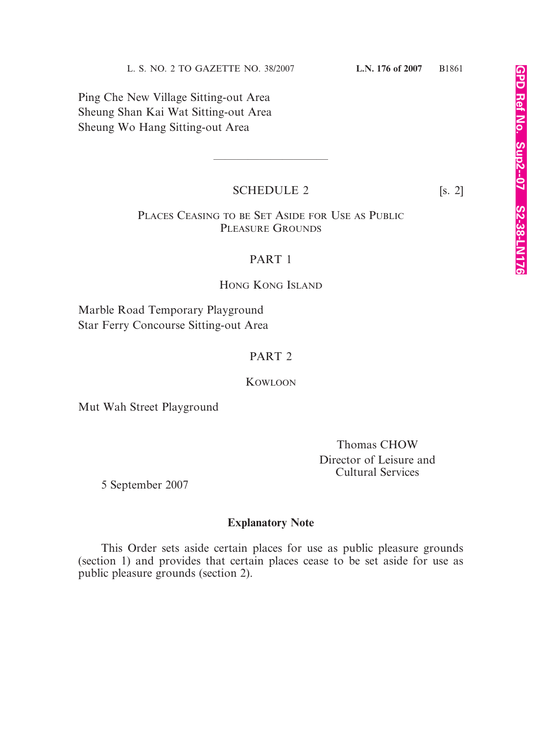Ping Che New Village Sitting-out Area
Sheung Shan Kai Wat Sitting-out Area
Sheung Wo Hang Sitting-out Area

---

## SCHEDULE 2 [s. 2]

### PLACES CEASING TO BE SET ASIDE FOR USE AS PUBLIC PLEASURE GROUNDS

### PART 1

#### HONG KONG ISLAND

Marble Road Temporary Playground
Star Ferry Concourse Sitting-out Area

### PART 2

#### KOWLOON

Mut Wah Street Playground

Thomas CHOW
Director of Leisure and Cultural Services

5 September 2007

**Explanatory Note**

This Order sets aside certain places for use as public pleasure grounds (section 1) and provides that certain places cease to be set aside for use as public pleasure grounds (section 2).